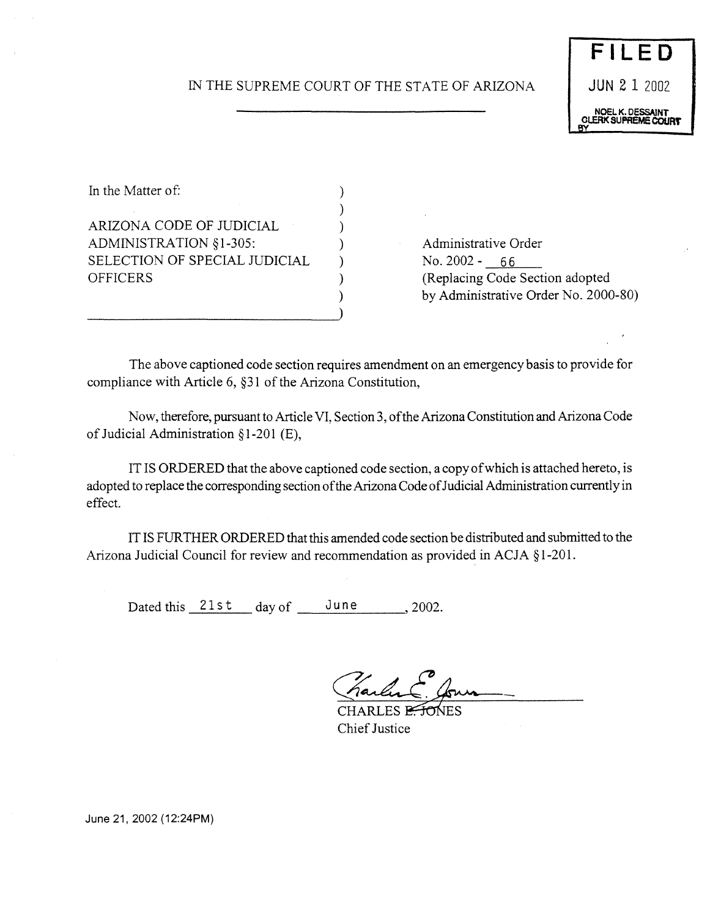IN THE SUPREME COURT OF THE STATE OF ARIZONA

**FILED**
JUN 21 2002
NOEL K. DESSAINT
CLERK SUPREME COURT
BY

In the Matter of:

ARIZONA CODE OF JUDICIAL ADMINISTRATION §1-305: SELECTION OF SPECIAL JUDICIAL OFFICERS

Administrative Order No. 2002 - 66
(Replacing Code Section adopted by Administrative Order No. 2000-80)

The above captioned code section requires amendment on an emergency basis to provide for compliance with Article 6, §31 of the Arizona Constitution,

Now, therefore, pursuant to Article VI, Section 3, of the Arizona Constitution and Arizona Code of Judicial Administration §1-201 (E),

IT IS ORDERED that the above captioned code section, a copy of which is attached hereto, is adopted to replace the corresponding section of the Arizona Code of Judicial Administration currently in effect.

IT IS FURTHER ORDERED that this amended code section be distributed and submitted to the Arizona Judicial Council for review and recommendation as provided in ACJA §1-201.

Dated this 21st day of June, 2002.

CHARLES E. JONES
Chief Justice

June 21, 2002 (12:24PM)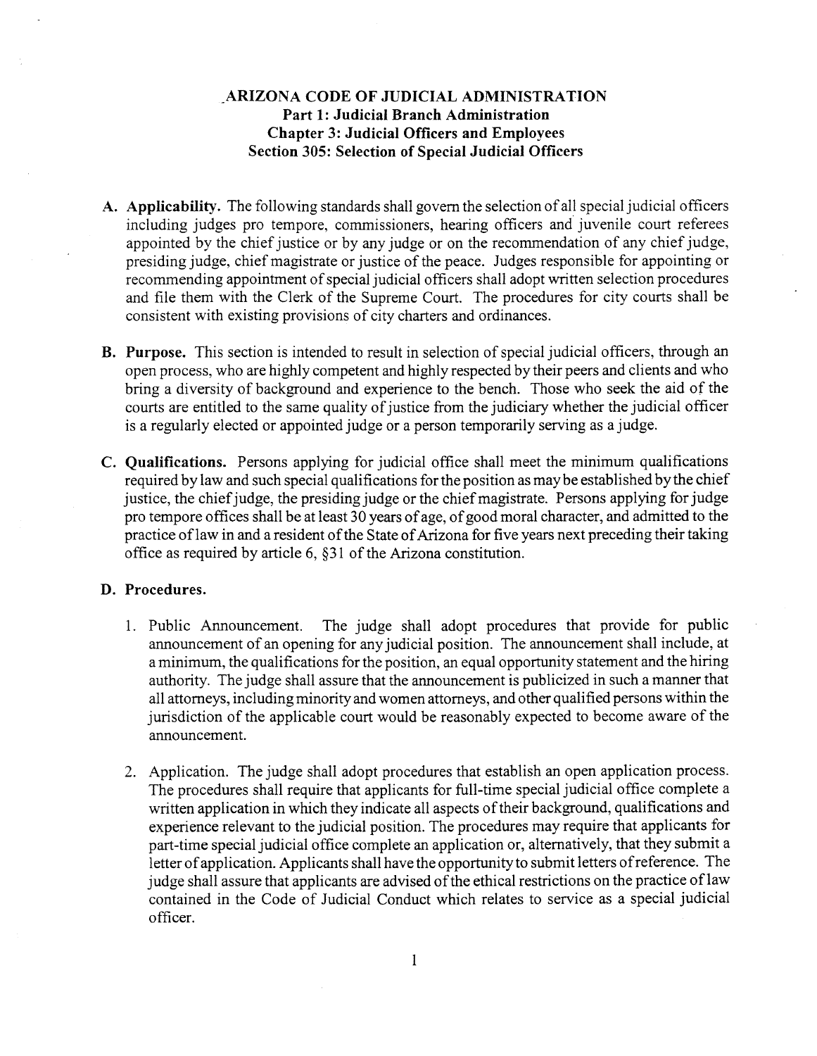# ARIZONA CODE OF JUDICIAL ADMINISTRATION
## Part 1: Judicial Branch Administration
## Chapter 3: Judicial Officers and Employees
## Section 305: Selection of Special Judicial Officers

**A. Applicability.** The following standards shall govern the selection of all special judicial officers including judges pro tempore, commissioners, hearing officers and juvenile court referees appointed by the chief justice or by any judge or on the recommendation of any chief judge, presiding judge, chief magistrate or justice of the peace. Judges responsible for appointing or recommending appointment of special judicial officers shall adopt written selection procedures and file them with the Clerk of the Supreme Court. The procedures for city courts shall be consistent with existing provisions of city charters and ordinances.

**B. Purpose.** This section is intended to result in selection of special judicial officers, through an open process, who are highly competent and highly respected by their peers and clients and who bring a diversity of background and experience to the bench. Those who seek the aid of the courts are entitled to the same quality of justice from the judiciary whether the judicial officer is a regularly elected or appointed judge or a person temporarily serving as a judge.

**C. Qualifications.** Persons applying for judicial office shall meet the minimum qualifications required by law and such special qualifications for the position as may be established by the chief justice, the chief judge, the presiding judge or the chief magistrate. Persons applying for judge pro tempore offices shall be at least 30 years of age, of good moral character, and admitted to the practice of law in and a resident of the State of Arizona for five years next preceding their taking office as required by article 6, §31 of the Arizona constitution.

**D. Procedures.**

1. Public Announcement. The judge shall adopt procedures that provide for public announcement of an opening for any judicial position. The announcement shall include, at a minimum, the qualifications for the position, an equal opportunity statement and the hiring authority. The judge shall assure that the announcement is publicized in such a manner that all attorneys, including minority and women attorneys, and other qualified persons within the jurisdiction of the applicable court would be reasonably expected to become aware of the announcement.

2. Application. The judge shall adopt procedures that establish an open application process. The procedures shall require that applicants for full-time special judicial office complete a written application in which they indicate all aspects of their background, qualifications and experience relevant to the judicial position. The procedures may require that applicants for part-time special judicial office complete an application or, alternatively, that they submit a letter of application. Applicants shall have the opportunity to submit letters of reference. The judge shall assure that applicants are advised of the ethical restrictions on the practice of law contained in the Code of Judicial Conduct which relates to service as a special judicial officer.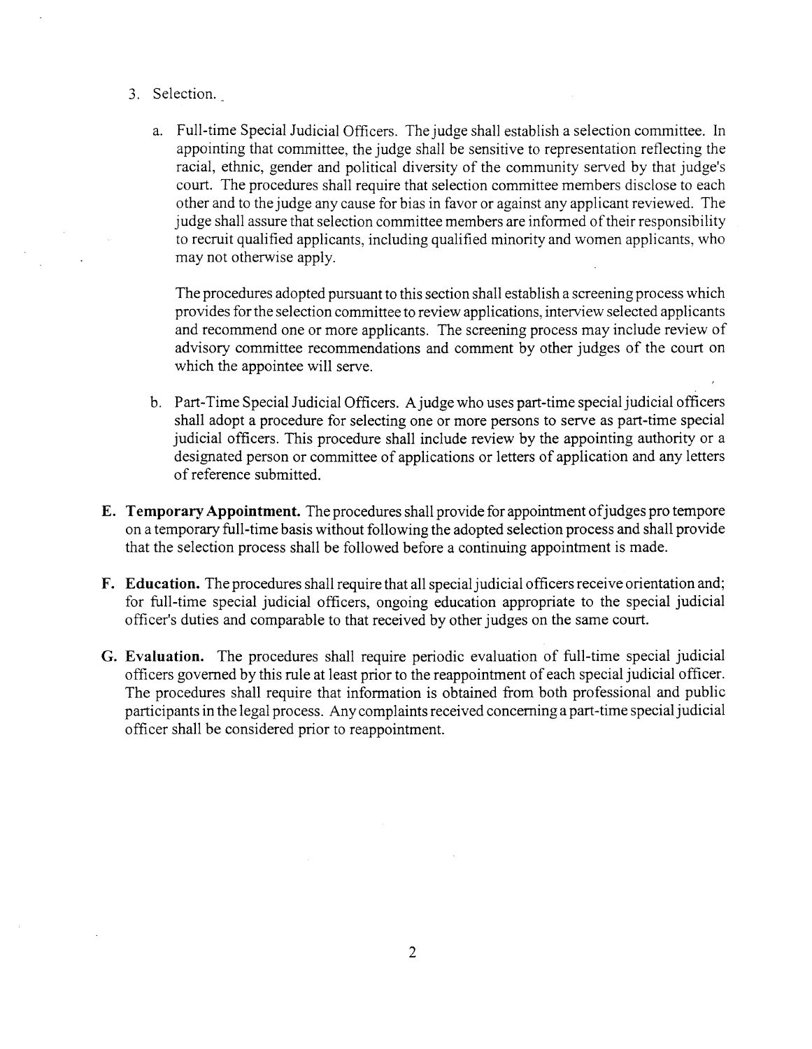3. Selection.

   a. Full-time Special Judicial Officers. The judge shall establish a selection committee. In appointing that committee, the judge shall be sensitive to representation reflecting the racial, ethnic, gender and political diversity of the community served by that judge's court. The procedures shall require that selection committee members disclose to each other and to the judge any cause for bias in favor or against any applicant reviewed. The judge shall assure that selection committee members are informed of their responsibility to recruit qualified applicants, including qualified minority and women applicants, who may not otherwise apply.

      The procedures adopted pursuant to this section shall establish a screening process which provides for the selection committee to review applications, interview selected applicants and recommend one or more applicants. The screening process may include review of advisory committee recommendations and comment by other judges of the court on which the appointee will serve.

   b. Part-Time Special Judicial Officers. A judge who uses part-time special judicial officers shall adopt a procedure for selecting one or more persons to serve as part-time special judicial officers. This procedure shall include review by the appointing authority or a designated person or committee of applications or letters of application and any letters of reference submitted.

**E. Temporary Appointment.** The procedures shall provide for appointment of judges pro tempore on a temporary full-time basis without following the adopted selection process and shall provide that the selection process shall be followed before a continuing appointment is made.

**F. Education.** The procedures shall require that all special judicial officers receive orientation and; for full-time special judicial officers, ongoing education appropriate to the special judicial officer's duties and comparable to that received by other judges on the same court.

**G. Evaluation.** The procedures shall require periodic evaluation of full-time special judicial officers governed by this rule at least prior to the reappointment of each special judicial officer. The procedures shall require that information is obtained from both professional and public participants in the legal process. Any complaints received concerning a part-time special judicial officer shall be considered prior to reappointment.